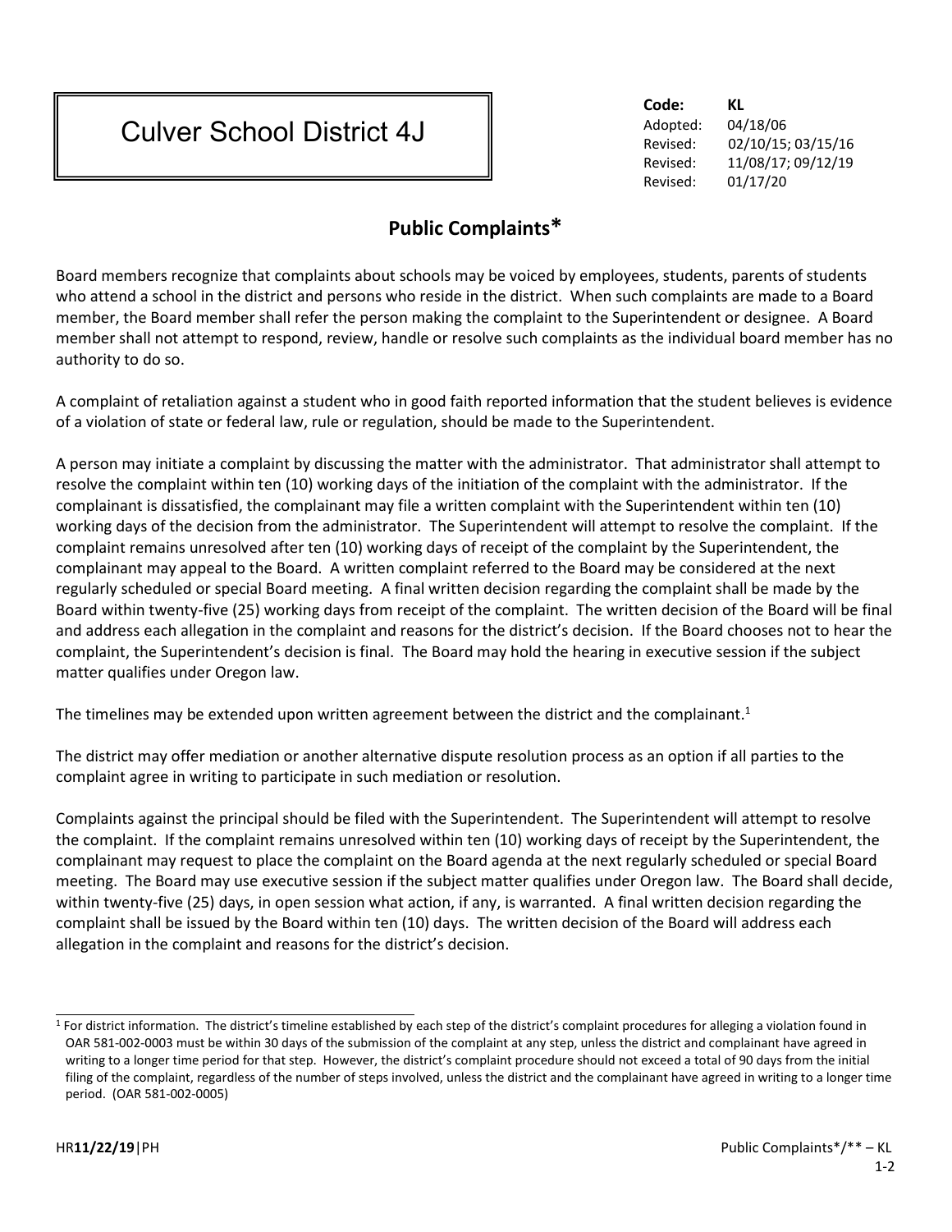# Culver School District 4J

**Code:** KL
Adopted: 04/18/06
Revised: 02/10/15; 03/15/16
Revised: 11/08/17; 09/12/19
Revised: 01/17/20

## Public Complaints*

Board members recognize that complaints about schools may be voiced by employees, students, parents of students who attend a school in the district and persons who reside in the district. When such complaints are made to a Board member, the Board member shall refer the person making the complaint to the Superintendent or designee. A Board member shall not attempt to respond, review, handle or resolve such complaints as the individual board member has no authority to do so.

A complaint of retaliation against a student who in good faith reported information that the student believes is evidence of a violation of state or federal law, rule or regulation, should be made to the Superintendent.

A person may initiate a complaint by discussing the matter with the administrator. That administrator shall attempt to resolve the complaint within ten (10) working days of the initiation of the complaint with the administrator. If the complainant is dissatisfied, the complainant may file a written complaint with the Superintendent within ten (10) working days of the decision from the administrator. The Superintendent will attempt to resolve the complaint. If the complaint remains unresolved after ten (10) working days of receipt of the complaint by the Superintendent, the complainant may appeal to the Board. A written complaint referred to the Board may be considered at the next regularly scheduled or special Board meeting. A final written decision regarding the complaint shall be made by the Board within twenty-five (25) working days from receipt of the complaint. The written decision of the Board will be final and address each allegation in the complaint and reasons for the district's decision. If the Board chooses not to hear the complaint, the Superintendent's decision is final. The Board may hold the hearing in executive session if the subject matter qualifies under Oregon law.

The timelines may be extended upon written agreement between the district and the complainant.[1]

The district may offer mediation or another alternative dispute resolution process as an option if all parties to the complaint agree in writing to participate in such mediation or resolution.

Complaints against the principal should be filed with the Superintendent. The Superintendent will attempt to resolve the complaint. If the complaint remains unresolved within ten (10) working days of receipt by the Superintendent, the complainant may request to place the complaint on the Board agenda at the next regularly scheduled or special Board meeting. The Board may use executive session if the subject matter qualifies under Oregon law. The Board shall decide, within twenty-five (25) days, in open session what action, if any, is warranted. A final written decision regarding the complaint shall be issued by the Board within ten (10) days. The written decision of the Board will address each allegation in the complaint and reasons for the district's decision.

---

[1] For district information. The district's timeline established by each step of the district's complaint procedures for alleging a violation found in OAR 581-002-0003 must be within 30 days of the submission of the complaint at any step, unless the district and complainant have agreed in writing to a longer time period for that step. However, the district's complaint procedure should not exceed a total of 90 days from the initial filing of the complaint, regardless of the number of steps involved, unless the district and the complainant have agreed in writing to a longer time period. (OAR 581-002-0005)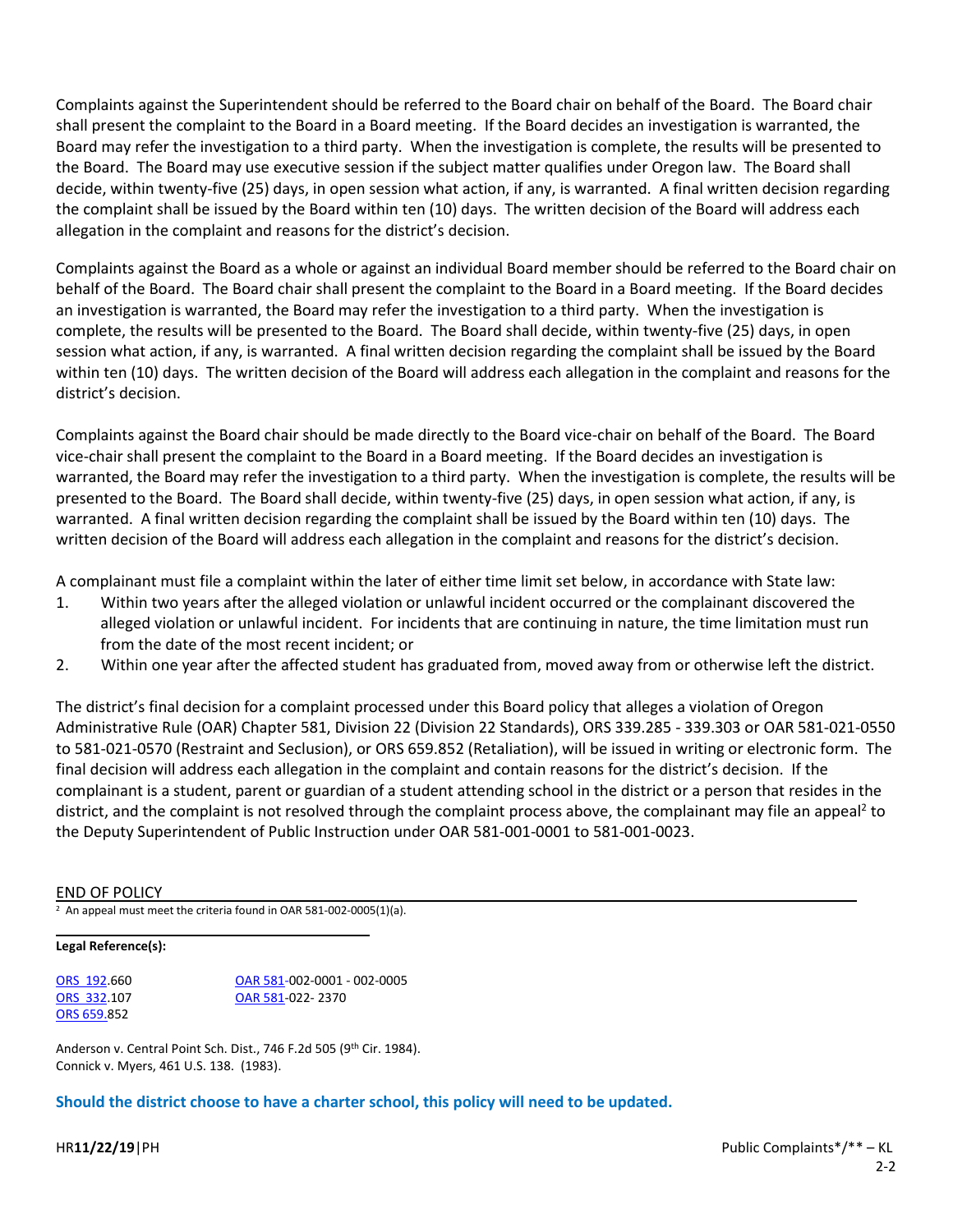Complaints against the Superintendent should be referred to the Board chair on behalf of the Board. The Board chair shall present the complaint to the Board in a Board meeting. If the Board decides an investigation is warranted, the Board may refer the investigation to a third party. When the investigation is complete, the results will be presented to the Board. The Board may use executive session if the subject matter qualifies under Oregon law. The Board shall decide, within twenty-five (25) days, in open session what action, if any, is warranted. A final written decision regarding the complaint shall be issued by the Board within ten (10) days. The written decision of the Board will address each allegation in the complaint and reasons for the district's decision.

Complaints against the Board as a whole or against an individual Board member should be referred to the Board chair on behalf of the Board. The Board chair shall present the complaint to the Board in a Board meeting. If the Board decides an investigation is warranted, the Board may refer the investigation to a third party. When the investigation is complete, the results will be presented to the Board. The Board shall decide, within twenty-five (25) days, in open session what action, if any, is warranted. A final written decision regarding the complaint shall be issued by the Board within ten (10) days. The written decision of the Board will address each allegation in the complaint and reasons for the district's decision.

Complaints against the Board chair should be made directly to the Board vice-chair on behalf of the Board. The Board vice-chair shall present the complaint to the Board in a Board meeting. If the Board decides an investigation is warranted, the Board may refer the investigation to a third party. When the investigation is complete, the results will be presented to the Board. The Board shall decide, within twenty-five (25) days, in open session what action, if any, is warranted. A final written decision regarding the complaint shall be issued by the Board within ten (10) days. The written decision of the Board will address each allegation in the complaint and reasons for the district's decision.

A complainant must file a complaint within the later of either time limit set below, in accordance with State law:

1. Within two years after the alleged violation or unlawful incident occurred or the complainant discovered the alleged violation or unlawful incident. For incidents that are continuing in nature, the time limitation must run from the date of the most recent incident; or
2. Within one year after the affected student has graduated from, moved away from or otherwise left the district.

The district's final decision for a complaint processed under this Board policy that alleges a violation of Oregon Administrative Rule (OAR) Chapter 581, Division 22 (Division 22 Standards), ORS 339.285 - 339.303 or OAR 581-021-0550 to 581-021-0570 (Restraint and Seclusion), or ORS 659.852 (Retaliation), will be issued in writing or electronic form. The final decision will address each allegation in the complaint and contain reasons for the district's decision. If the complainant is a student, parent or guardian of a student attending school in the district or a person that resides in the district, and the complaint is not resolved through the complaint process above, the complainant may file an appeal[2] to the Deputy Superintendent of Public Instruction under OAR 581-001-0001 to 581-001-0023.

END OF POLICY

[2] An appeal must meet the criteria found in OAR 581-002-0005(1)(a).

**Legal Reference(s):**

| | |
|---|---|
| ORS 192.660 | OAR 581-002-0001 - 002-0005 |
| ORS 332.107 | OAR 581-022- 2370 |
| ORS 659.852 | |

Anderson v. Central Point Sch. Dist., 746 F.2d 505 (9th Cir. 1984).
Connick v. Myers, 461 U.S. 138. (1983).

**Should the district choose to have a charter school, this policy will need to be updated.**